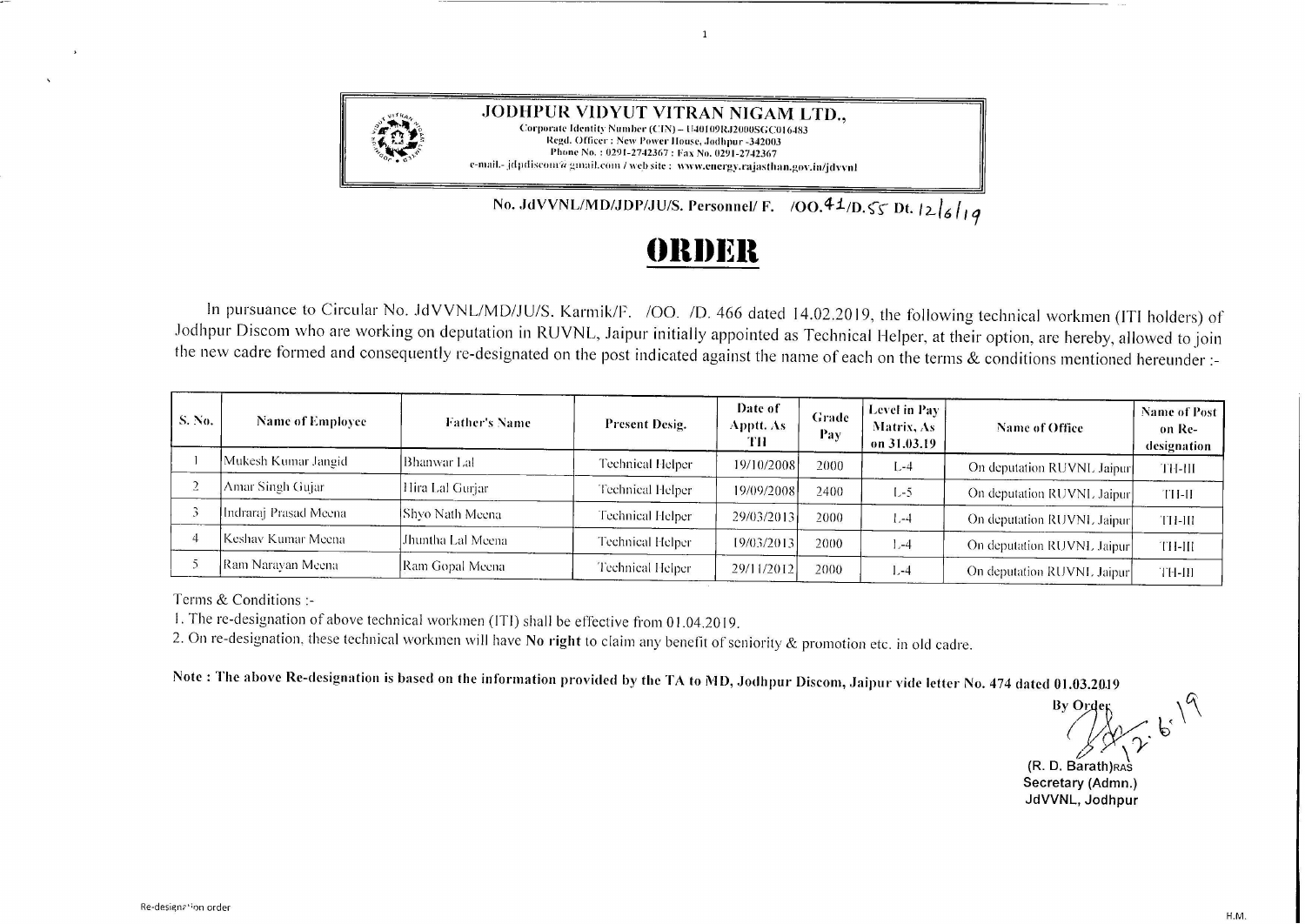**JODHPUR VIDYUT VITRAN NIGAM LTD.,**
Corporate Identity Number (CIN) – U40109RJ2000SGC016483
Regd. Officer : New Power House, Jodhpur -342003
Phone No. : 0291-2742367 : Fax No. 0291-2742367
e-mail.- jdpdiscom@gmail.com / web site : www.energy.rajasthan.gov.in/jdvvnl

**No. JdVVNL/MD/JDP/JU/S. Personnel/ F. /OO.41/D.55 Dt. 12/6/19**

# ORDER

In pursuance to Circular No. JdVVNL/MD/JU/S. Karmik/F. /OO. /D. 466 dated 14.02.2019, the following technical workmen (ITI holders) of Jodhpur Discom who are working on deputation in RUVNL, Jaipur initially appointed as Technical Helper, at their option, are hereby, allowed to join the new cadre formed and consequently re-designated on the post indicated against the name of each on the terms & conditions mentioned hereunder :-

| S. No. | Name of Employee | Father's Name | Present Desig. | Date of Apptt. As TH | Grade Pay | Level in Pay Matrix, As on 31.03.19 | Name of Office | Name of Post on Re-designation |
|---|---|---|---|---|---|---|---|---|
| 1 | Mukesh Kumar Jangid | Bhanwar Lal | Technical Helper | 19/10/2008 | 2000 | L-4 | On deputation RUVNL Jaipur | TH-III |
| 2 | Amar Singh Gujar | Hira Lal Gurjar | Technical Helper | 19/09/2008 | 2400 | L-5 | On deputation RUVNL Jaipur | TH-II |
| 3 | Indraraj Prasad Meena | Shyo Nath Meena | Technical Helper | 29/03/2013 | 2000 | L-4 | On deputation RUVNL Jaipur | TH-III |
| 4 | Keshav Kumar Meena | Jhuntha Lal Meena | Technical Helper | 19/03/2013 | 2000 | L-4 | On deputation RUVNL Jaipur | TH-III |
| 5 | Ram Narayan Meena | Ram Gopal Meena | Technical Helper | 29/11/2012 | 2000 | L-4 | On deputation RUVNL Jaipur | TH-III |

Terms & Conditions :-

1. The re-designation of above technical workmen (ITI) shall be effective from 01.04.2019.
2. On re-designation, these technical workmen will have **No right** to claim any benefit of seniority & promotion etc. in old cadre.

**Note : The above Re-designation is based on the information provided by the TA to MD, Jodhpur Discom, Jaipur vide letter No. 474 dated 01.03.2019**

By Order
12.6.19

(R. D. Barath)RAS
Secretary (Admn.)
JdVVNL, Jodhpur

Re-designation order

H.M.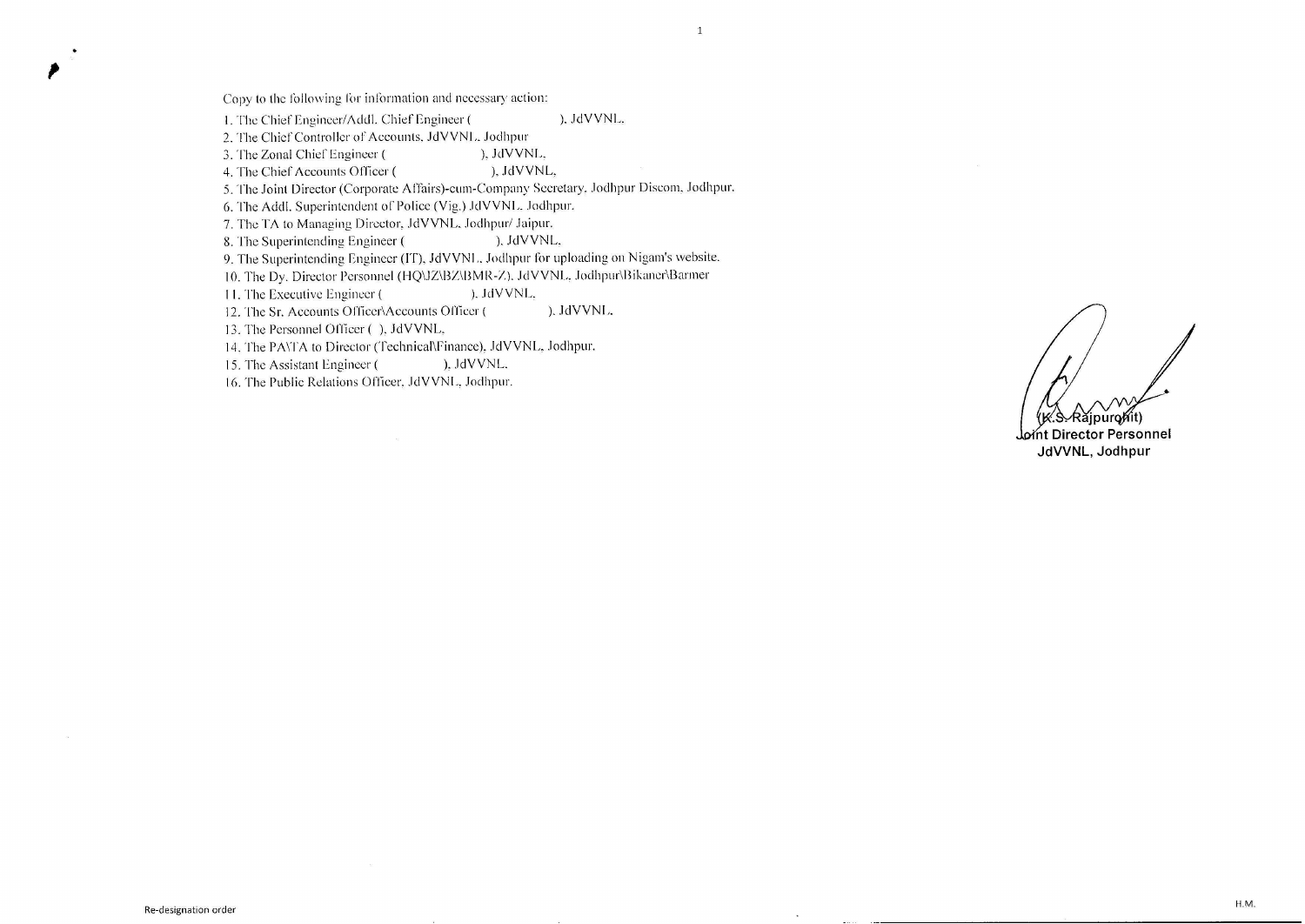Copy to the following for information and necessary action:

1. The Chief Engineer/Addl. Chief Engineer (                    ), JdVVNL.
2. The Chief Controller of Accounts, JdVVNL, Jodhpur
3. The Zonal Chief Engineer (                    ), JdVVNL.
4. The Chief Accounts Officer (                    ), JdVVNL,
5. The Joint Director (Corporate Affairs)-cum-Company Secretary, Jodhpur Discom, Jodhpur.
6. The Addl. Superintendent of Police (Vig.) JdVVNL, Jodhpur.
7. The TA to Managing Director, JdVVNL, Jodhpur/ Jaipur.
8. The Superintending Engineer (                    ), JdVVNL.
9. The Superintending Engineer (IT), JdVVNL, Jodhpur for uploading on Nigam's website.
10. The Dy. Director Personnel (HQ\JZ\BZ\BMR-Z), JdVVNL, Jodhpur\Bikaner\Barmer
11. The Executive Engineer (                    ), JdVVNL.
12. The Sr. Accounts Officer\Accounts Officer (                    ), JdVVNL.
13. The Personnel Officer ( ), JdVVNL,
14. The PA\TA to Director (Technical\Finance), JdVVNL, Jodhpur.
15. The Assistant Engineer (                    ), JdVVNL.
16. The Public Relations Officer, JdVVNL, Jodhpur.

(K.S. Rajpurohit)
**Joint Director Personnel**
**JdVVNL, Jodhpur**

Re-designation order

H.M.